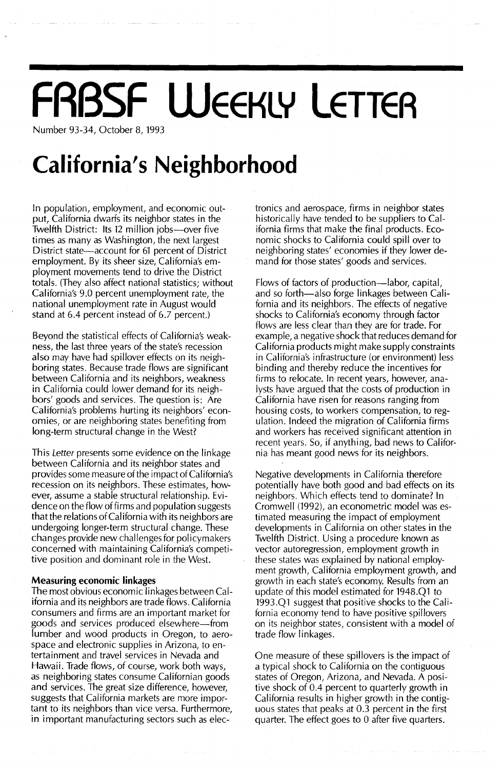# FRBSF Weekly Letter

Number 93-34, October 8, 1993

# California's Neighborhood

In population, employment, and economic output, California dwarfs its neighbor states in the Twelfth District: Its 12 million jobs—over five times as many as Washington, the next largest District state—account for 61 percent of District employment. By its sheer size, California's employment movements tend to drive the District totals. (They also affect national statistics; without California's 9.0 percent unemployment rate, the national unemployment rate in August would stand at 6.4 percent instead of 6.7 percent.)

Beyond the statistical effects of California's weakness, the last three years of the state's recession also may have had spillover effects on its neighboring states. Because trade flows are significant between California and its neighbors, weakness in California could lower demand for its neighbors' goods and services. The question is: Are California's problems hurting its neighbors' economies, or are neighboring states benefiting from long-term structural change in the West?

This *Letter* presents some evidence on the linkage between California and its neighbor states and provides some measure of the impact of California's recession on its neighbors. These estimates, however, assume a stable structural relationship. Evidence on the flow of firms and population suggests that the relations of California with its neighbors are undergoing longer-term structural change. These changes provide new challenges for policymakers concerned with maintaining California's competitive position and dominant role in the West.

### Measuring economic linkages

The most obvious economic linkages between California and its neighbors are trade flows. California consumers and firms are an important market for goods and services produced elsewhere—from lumber and wood products in Oregon, to aerospace and electronic supplies in Arizona, to entertainment and travel services in Nevada and Hawaii. Trade flows, of course, work both ways, as neighboring states consume Californian goods and services. The great size difference, however, suggests that California markets are more important to its neighbors than vice versa. Furthermore, in important manufacturing sectors such as electronics and aerospace, firms in neighbor states historically have tended to be suppliers to California firms that make the final products. Economic shocks to California could spill over to neighboring states' economies if they lower demand for those states' goods and services.

Flows of factors of production—labor, capital, and so forth—also forge linkages between California and its neighbors. The effects of negative shocks to California's economy through factor flows are less clear than they are for trade. For example, a negative shock that reduces demand for California products might make supply constraints in California's infrastructure (or environment) less binding and thereby reduce the incentives for firms to relocate. In recent years, however, analysts have argued that the costs of production in California have risen for reasons ranging from housing costs, to workers compensation, to regulation. Indeed the migration of California firms and workers has received significant attention in recent years. So, if anything, bad news to California has meant good news for its neighbors.

Negative developments in California therefore potentially have both good and bad effects on its neighbors. Which effects tend to dominate? In Cromwell (1992), an econometric model was estimated measuring the impact of employment developments in California on other states in the Twelfth District. Using a procedure known as vector autoregression, employment growth in these states was explained by national employment growth, California employment growth, and growth in each state's economy. Results from an update of this model estimated for 1948.Q1 to 1993.Q1 suggest that positive shocks to the California economy tend to have positive spillovers on its neighbor states, consistent with a model of trade flow linkages.

One measure of these spillovers is the impact of a typical shock to California on the contiguous states of Oregon, Arizona, and Nevada. A positive shock of 0.4 percent to quarterly growth in California results in higher growth in the contiguous states that peaks at 0.3 percent in the first quarter. The effect goes to 0 after five quarters.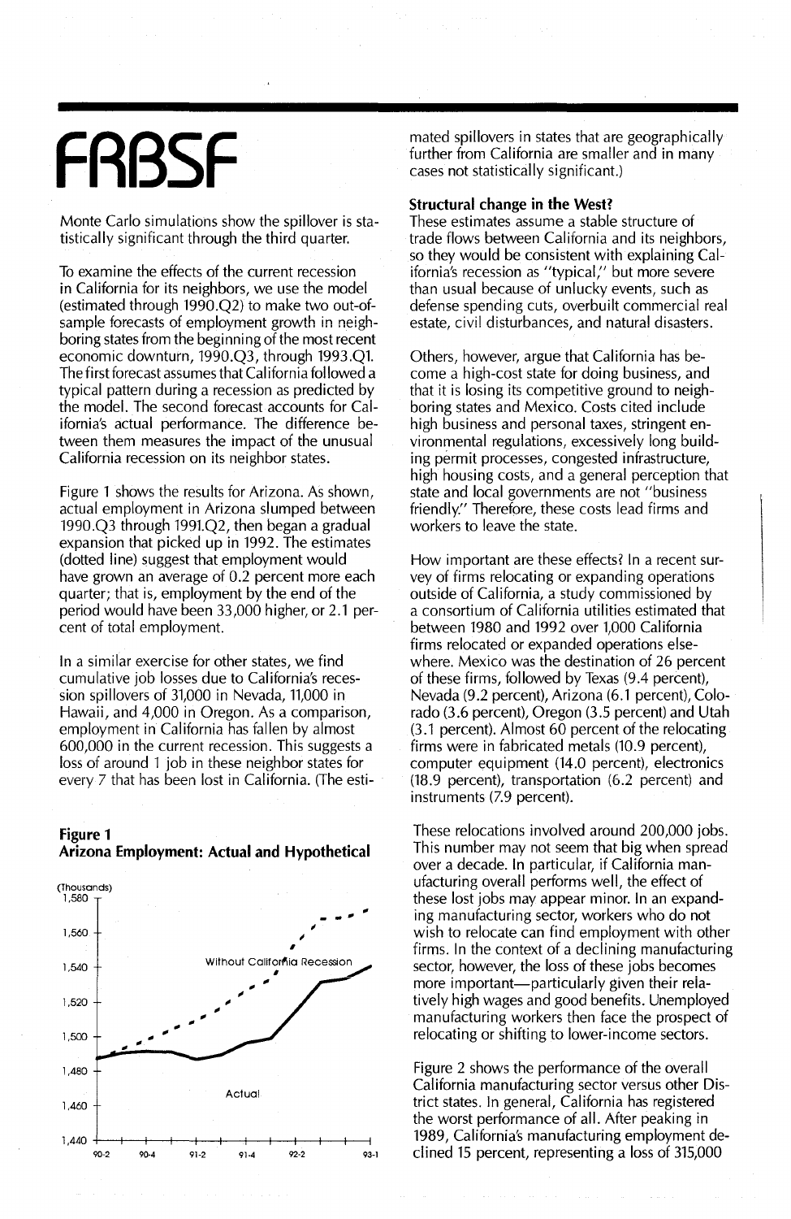Monte Carlo simulations show the spillover is statistically significant through the third quarter.

To examine the effects of the current recession in California for its neighbors, we use the model (estimated through 1990.Q2) to make two out-of-sample forecasts of employment growth in neighboring states from the beginning of the most recent economic downturn, 1990.Q3, through 1993.Q1. The first forecast assumes that California followed a typical pattern during a recession as predicted by the model. The second forecast accounts for California's actual performance. The difference between them measures the impact of the unusual California recession on its neighbor states.

Figure 1 shows the results for Arizona. As shown, actual employment in Arizona slumped between 1990.Q3 through 1991.Q2, then began a gradual expansion that picked up in 1992. The estimates (dotted line) suggest that employment would have grown an average of 0.2 percent more each quarter; that is, employment by the end of the period would have been 33,000 higher, or 2.1 percent of total employment.

In a similar exercise for other states, we find cumulative job losses due to California's recession spillovers of 31,000 in Nevada, 11,000 in Hawaii, and 4,000 in Oregon. As a comparison, employment in California has fallen by almost 600,000 in the current recession. This suggests a loss of around 1 job in these neighbor states for every 7 that has been lost in California. (The estimated spillovers in states that are geographically further from California are smaller and in many cases not statistically significant.)

**Figure 1**
**Arizona Employment: Actual and Hypothetical**

(Thousands)
1,580
1,560
1,540
1,520
1,500
1,480
1,460
1,440

Without California Recession

Actual

90-2 90-4 91-2 91-4 92-2 93-1

### Structural change in the West?

These estimates assume a stable structure of trade flows between California and its neighbors, so they would be consistent with explaining California's recession as "typical," but more severe than usual because of unlucky events, such as defense spending cuts, overbuilt commercial real estate, civil disturbances, and natural disasters.

Others, however, argue that California has become a high-cost state for doing business, and that it is losing its competitive ground to neighboring states and Mexico. Costs cited include high business and personal taxes, stringent environmental regulations, excessively long building permit processes, congested infrastructure, high housing costs, and a general perception that state and local governments are not "business friendly." Therefore, these costs lead firms and workers to leave the state.

How important are these effects? In a recent survey of firms relocating or expanding operations outside of California, a study commissioned by a consortium of California utilities estimated that between 1980 and 1992 over 1,000 California firms relocated or expanded operations elsewhere. Mexico was the destination of 26 percent of these firms, followed by Texas (9.4 percent), Nevada (9.2 percent), Arizona (6.1 percent), Colorado (3.6 percent), Oregon (3.5 percent) and Utah (3.1 percent). Almost 60 percent of the relocating firms were in fabricated metals (10.9 percent), computer equipment (14.0 percent), electronics (18.9 percent), transportation (6.2 percent) and instruments (7.9 percent).

These relocations involved around 200,000 jobs. This number may not seem that big when spread over a decade. In particular, if California manufacturing overall performs well, the effect of these lost jobs may appear minor. In an expanding manufacturing sector, workers who do not wish to relocate can find employment with other firms. In the context of a declining manufacturing sector, however, the loss of these jobs becomes more important—particularly given their relatively high wages and good benefits. Unemployed manufacturing workers then face the prospect of relocating or shifting to lower-income sectors.

Figure 2 shows the performance of the overall California manufacturing sector versus other District states. In general, California has registered the worst performance of all. After peaking in 1989, California's manufacturing employment declined 15 percent, representing a loss of 315,000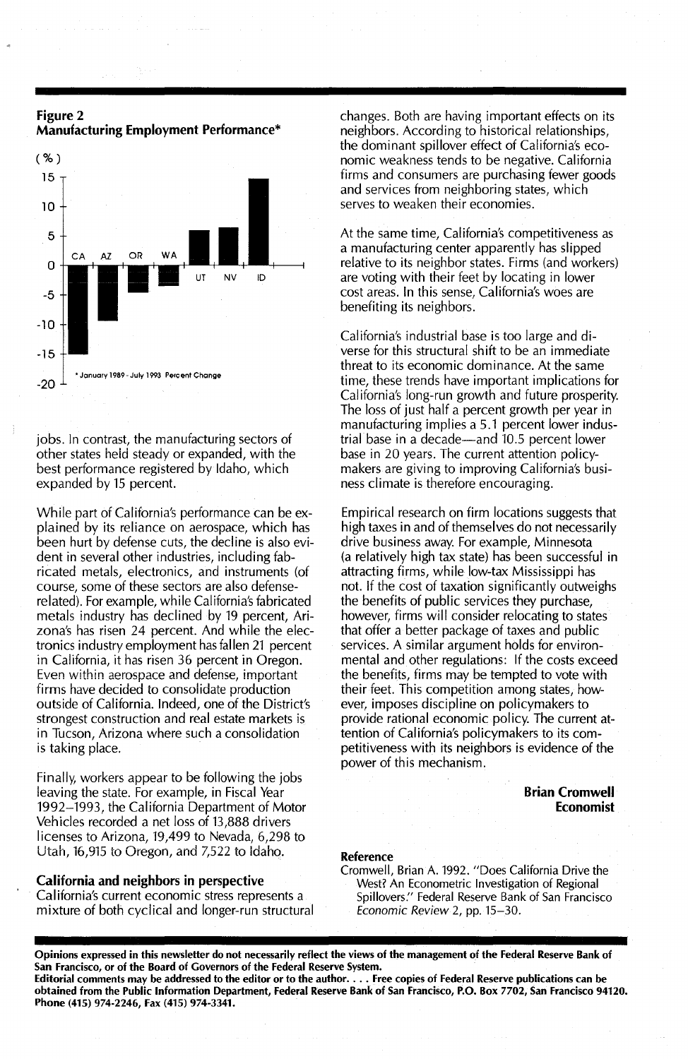**Figure 2**
**Manufacturing Employment Performance***

(%)

15

10

5

0

-5

-10

-15

-20

CA AZ OR WA UT NV ID

* January 1989 - July 1993 Percent Change

jobs. In contrast, the manufacturing sectors of other states held steady or expanded, with the best performance registered by Idaho, which expanded by 15 percent.

While part of California's performance can be explained by its reliance on aerospace, which has been hurt by defense cuts, the decline is also evident in several other industries, including fabricated metals, electronics, and instruments (of course, some of these sectors are also defense-related). For example, while California's fabricated metals industry has declined by 19 percent, Arizona's has risen 24 percent. And while the electronics industry employment has fallen 21 percent in California, it has risen 36 percent in Oregon. Even within aerospace and defense, important firms have decided to consolidate production outside of California. Indeed, one of the District's strongest construction and real estate markets is in Tucson, Arizona where such a consolidation is taking place.

Finally, workers appear to be following the jobs leaving the state. For example, in Fiscal Year 1992–1993, the California Department of Motor Vehicles recorded a net loss of 13,888 drivers licenses to Arizona, 19,499 to Nevada, 6,298 to Utah, 16,915 to Oregon, and 7,522 to Idaho.

## California and neighbors in perspective

California's current economic stress represents a mixture of both cyclical and longer-run structural changes. Both are having important effects on its neighbors. According to historical relationships, the dominant spillover effect of California's economic weakness tends to be negative. California firms and consumers are purchasing fewer goods and services from neighboring states, which serves to weaken their economies.

At the same time, California's competitiveness as a manufacturing center apparently has slipped relative to its neighbor states. Firms (and workers) are voting with their feet by locating in lower cost areas. In this sense, California's woes are benefiting its neighbors.

California's industrial base is too large and diverse for this structural shift to be an immediate threat to its economic dominance. At the same time, these trends have important implications for California's long-run growth and future prosperity. The loss of just half a percent growth per year in manufacturing implies a 5.1 percent lower industrial base in a decade—and 10.5 percent lower base in 20 years. The current attention policymakers are giving to improving California's business climate is therefore encouraging.

Empirical research on firm locations suggests that high taxes in and of themselves do not necessarily drive business away. For example, Minnesota (a relatively high tax state) has been successful in attracting firms, while low-tax Mississippi has not. If the cost of taxation significantly outweighs the benefits of public services they purchase, however, firms will consider relocating to states that offer a better package of taxes and public services. A similar argument holds for environmental and other regulations: If the costs exceed the benefits, firms may be tempted to vote with their feet. This competition among states, however, imposes discipline on policymakers to provide rational economic policy. The current attention of California's policymakers to its competitiveness with its neighbors is evidence of the power of this mechanism.

**Brian Cromwell**
**Economist**

### Reference

Cromwell, Brian A. 1992. "Does California Drive the West? An Econometric Investigation of Regional Spillovers." Federal Reserve Bank of San Francisco *Economic Review* 2, pp. 15–30.

**Opinions expressed in this newsletter do not necessarily reflect the views of the management of the Federal Reserve Bank of San Francisco, or of the Board of Governors of the Federal Reserve System.**
**Editorial comments may be addressed to the editor or to the author. . . . Free copies of Federal Reserve publications can be obtained from the Public Information Department, Federal Reserve Bank of San Francisco, P.O. Box 7702, San Francisco 94120. Phone (415) 974-2246, Fax (415) 974-3341.**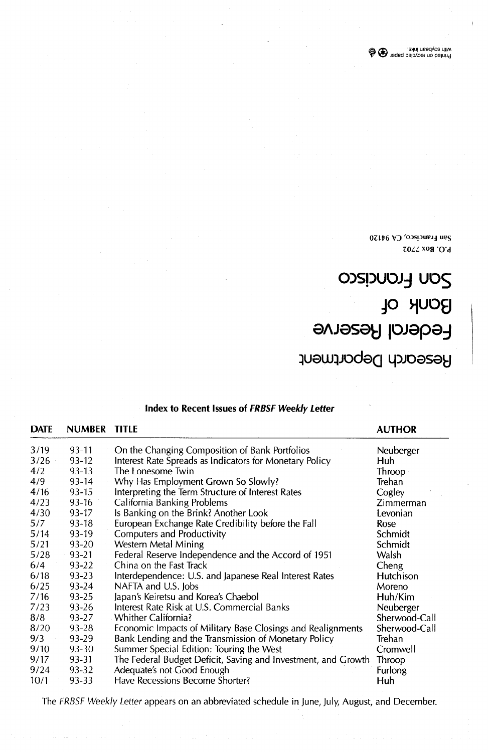Printed on recycled paper with soybean inks.

Research Department

Federal Reserve

Bank of

San Francisco

P.O. Box 7702

San Francisco, CA 94120

**Index to Recent Issues of *FRBSF Weekly Letter***

| DATE | NUMBER | TITLE | AUTHOR |
|---|---|---|---|
| 3/19 | 93-11 | On the Changing Composition of Bank Portfolios | Neuberger |
| 3/26 | 93-12 | Interest Rate Spreads as Indicators for Monetary Policy | Huh |
| 4/2 | 93-13 | The Lonesome Twin | Throop |
| 4/9 | 93-14 | Why Has Employment Grown So Slowly? | Trehan |
| 4/16 | 93-15 | Interpreting the Term Structure of Interest Rates | Cogley |
| 4/23 | 93-16 | California Banking Problems | Zimmerman |
| 4/30 | 93-17 | Is Banking on the Brink? Another Look | Levonian |
| 5/7 | 93-18 | European Exchange Rate Credibility before the Fall | Rose |
| 5/14 | 93-19 | Computers and Productivity | Schmidt |
| 5/21 | 93-20 | Western Metal Mining | Schmidt |
| 5/28 | 93-21 | Federal Reserve Independence and the Accord of 1951 | Walsh |
| 6/4 | 93-22 | China on the Fast Track | Cheng |
| 6/18 | 93-23 | Interdependence: U.S. and Japanese Real Interest Rates | Hutchison |
| 6/25 | 93-24 | NAFTA and U.S. Jobs | Moreno |
| 7/16 | 93-25 | Japan's Keiretsu and Korea's Chaebol | Huh/Kim |
| 7/23 | 93-26 | Interest Rate Risk at U.S. Commercial Banks | Neuberger |
| 8/8 | 93-27 | Whither California? | Sherwood-Call |
| 8/20 | 93-28 | Economic Impacts of Military Base Closings and Realignments | Sherwood-Call |
| 9/3 | 93-29 | Bank Lending and the Transmission of Monetary Policy | Trehan |
| 9/10 | 93-30 | Summer Special Edition: Touring the West | Cromwell |
| 9/17 | 93-31 | The Federal Budget Deficit, Saving and Investment, and Growth | Throop |
| 9/24 | 93-32 | Adequate's not Good Enough | Furlong |
| 10/1 | 93-33 | Have Recessions Become Shorter? | Huh |

The *FRBSF Weekly Letter* appears on an abbreviated schedule in June, July, August, and December.